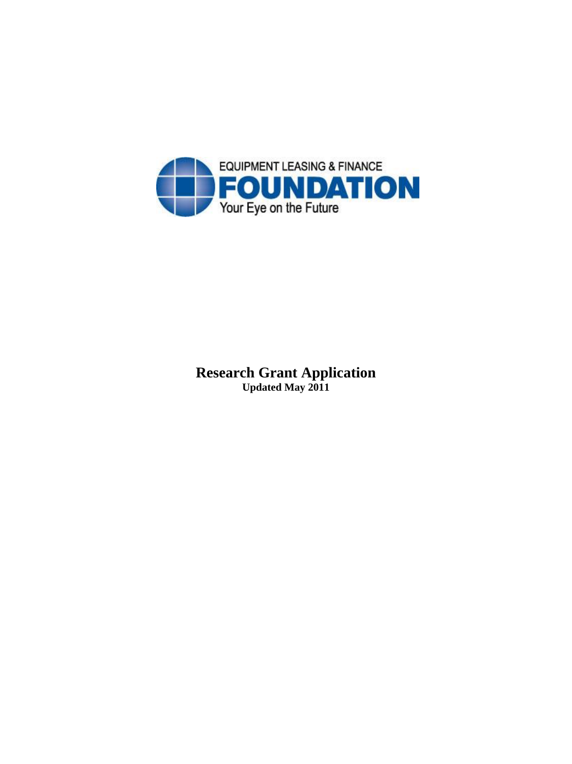EQUIPMENT LEASING & FINANCE

**FOUNDATION**

Your Eye on the Future

# Research Grant Application

**Updated May 2011**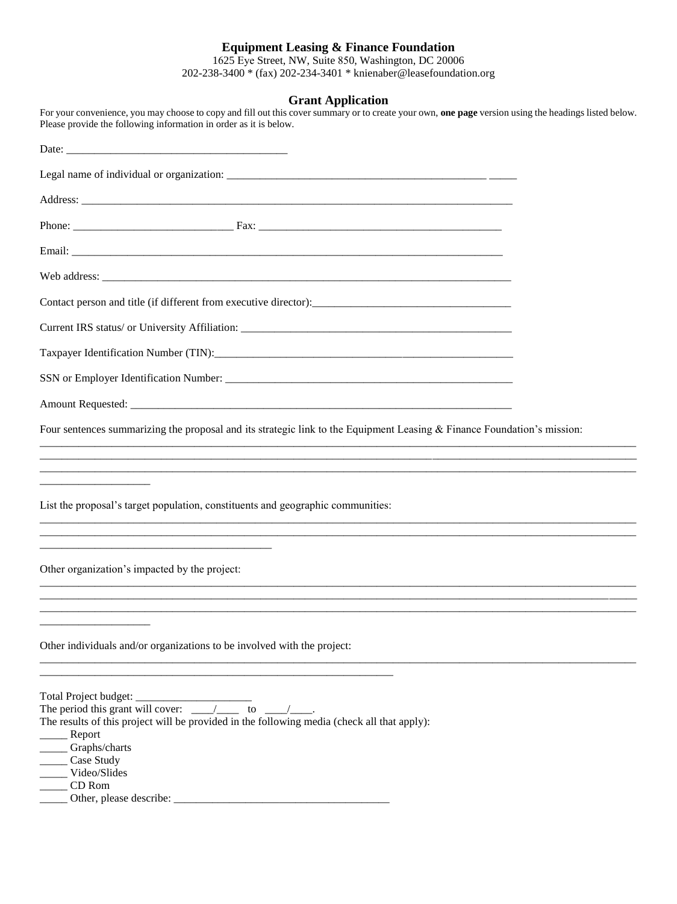**Equipment Leasing & Finance Foundation**
1625 Eye Street, NW, Suite 850, Washington, DC 20006
202-238-3400 * (fax) 202-234-3401 * knienaber@leasefoundation.org

## Grant Application

For your convenience, you may choose to copy and fill out this cover summary or to create your own, **one page** version using the headings listed below. Please provide the following information in order as it is below.

Date: ________________________________________

Legal name of individual or organization: ________________________________________________ _____

Address: ______________________________________________________________________________

Phone: ____________________________ Fax: ____________________________________________

Email: _______________________________________________________________________________

Web address: __________________________________________________________________________

Contact person and title (if different from executive director):___________________________________

Current IRS status/ or University Affiliation: _________________________________________________

Taxpayer Identification Number (TIN):_______________________________________________________

SSN or Employer Identification Number: _____________________________________________________

Amount Requested: _____________________________________________________________________

Four sentences summarizing the proposal and its strategic link to the Equipment Leasing & Finance Foundation's mission:
___________________________________________________________________________________________________________
___________________________________________________________________________________________________________
___________________________________________________________________________________________________________
____________________

List the proposal's target population, constituents and geographic communities:
___________________________________________________________________________________________________________
___________________________________________________________________________________________________________
__________________________________________

Other organization's impacted by the project:
___________________________________________________________________________________________________________
___________________________________________________________________________________________________________
___________________________________________________________________________________________________________
____________________

Other individuals and/or organizations to be involved with the project:
___________________________________________________________________________________________________________
_______________________________________________________________

Total Project budget: _____________________
The period this grant will cover: ____/____ to ____/____.
The results of this project will be provided in the following media (check all that apply):
_____ Report
_____ Graphs/charts
_____ Case Study
_____ Video/Slides
_____ CD Rom
_____ Other, please describe: _______________________________________